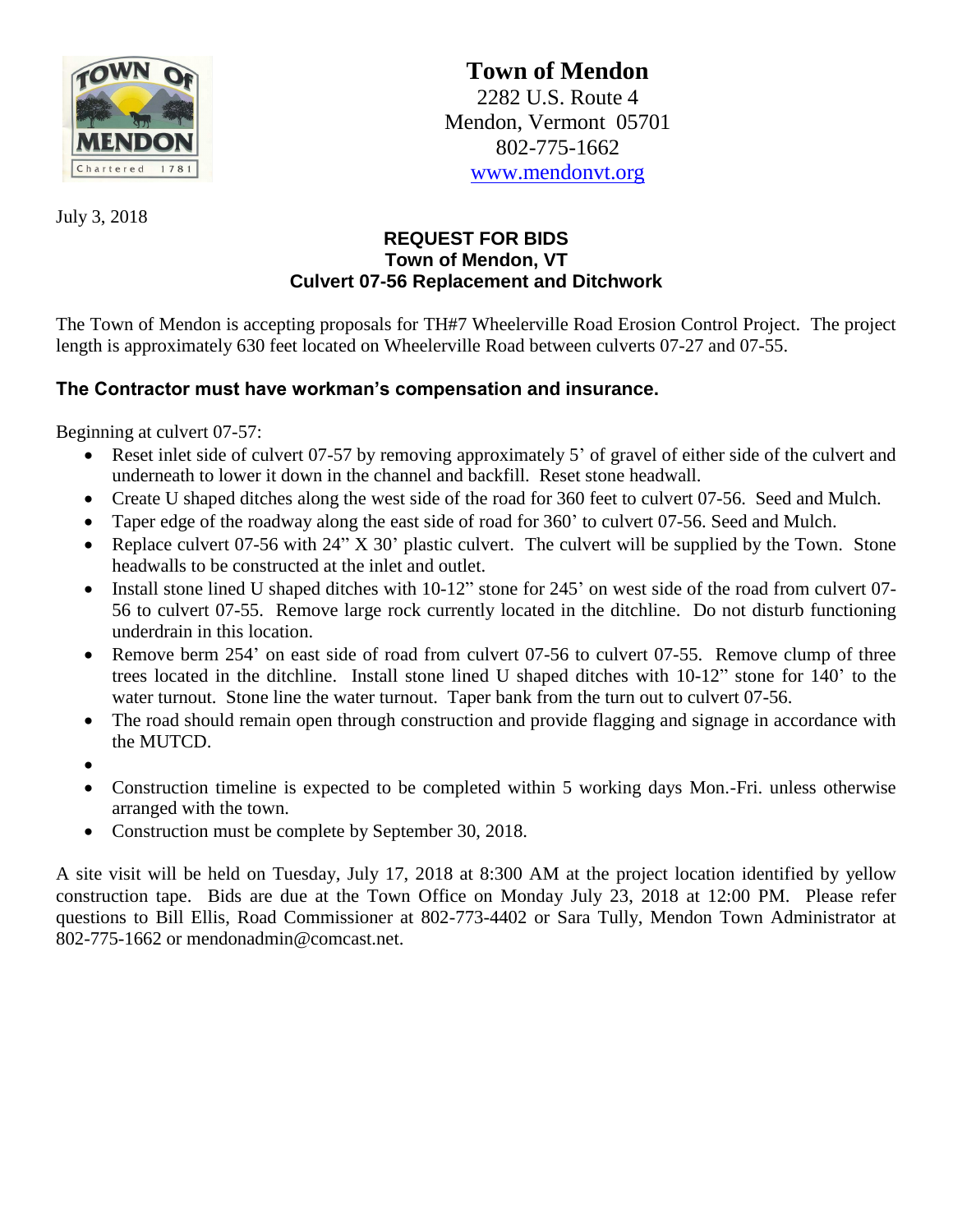# Town of Mendon

2282 U.S. Route 4
Mendon, Vermont 05701
802-775-1662
www.mendonvt.org

July 3, 2018

## REQUEST FOR BIDS
## Town of Mendon, VT
## Culvert 07-56 Replacement and Ditchwork

The Town of Mendon is accepting proposals for TH#7 Wheelerville Road Erosion Control Project. The project length is approximately 630 feet located on Wheelerville Road between culverts 07-27 and 07-55.

**The Contractor must have workman's compensation and insurance.**

Beginning at culvert 07-57:

- Reset inlet side of culvert 07-57 by removing approximately 5' of gravel of either side of the culvert and underneath to lower it down in the channel and backfill. Reset stone headwall.
- Create U shaped ditches along the west side of the road for 360 feet to culvert 07-56. Seed and Mulch.
- Taper edge of the roadway along the east side of road for 360' to culvert 07-56. Seed and Mulch.
- Replace culvert 07-56 with 24" X 30' plastic culvert. The culvert will be supplied by the Town. Stone headwalls to be constructed at the inlet and outlet.
- Install stone lined U shaped ditches with 10-12" stone for 245' on west side of the road from culvert 07-56 to culvert 07-55. Remove large rock currently located in the ditchline. Do not disturb functioning underdrain in this location.
- Remove berm 254' on east side of road from culvert 07-56 to culvert 07-55. Remove clump of three trees located in the ditchline. Install stone lined U shaped ditches with 10-12" stone for 140' to the water turnout. Stone line the water turnout. Taper bank from the turn out to culvert 07-56.
- The road should remain open through construction and provide flagging and signage in accordance with the MUTCD.
- 
- Construction timeline is expected to be completed within 5 working days Mon.-Fri. unless otherwise arranged with the town.
- Construction must be complete by September 30, 2018.

A site visit will be held on Tuesday, July 17, 2018 at 8:300 AM at the project location identified by yellow construction tape. Bids are due at the Town Office on Monday July 23, 2018 at 12:00 PM. Please refer questions to Bill Ellis, Road Commissioner at 802-773-4402 or Sara Tully, Mendon Town Administrator at 802-775-1662 or mendonadmin@comcast.net.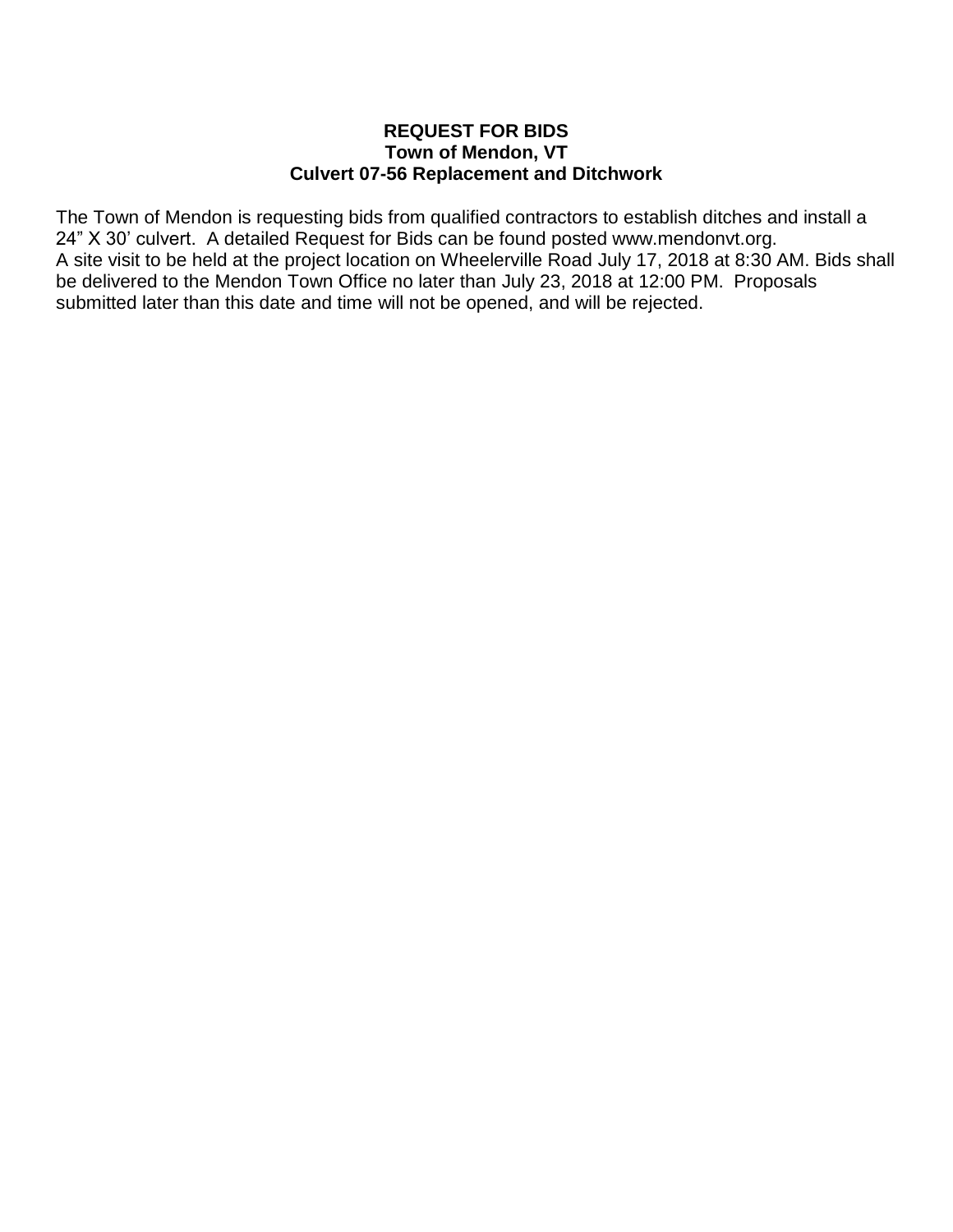**REQUEST FOR BIDS**
**Town of Mendon, VT**
**Culvert 07-56 Replacement and Ditchwork**

The Town of Mendon is requesting bids from qualified contractors to establish ditches and install a 24" X 30' culvert. A detailed Request for Bids can be found posted www.mendonvt.org.
A site visit to be held at the project location on Wheelerville Road July 17, 2018 at 8:30 AM. Bids shall be delivered to the Mendon Town Office no later than July 23, 2018 at 12:00 PM. Proposals submitted later than this date and time will not be opened, and will be rejected.